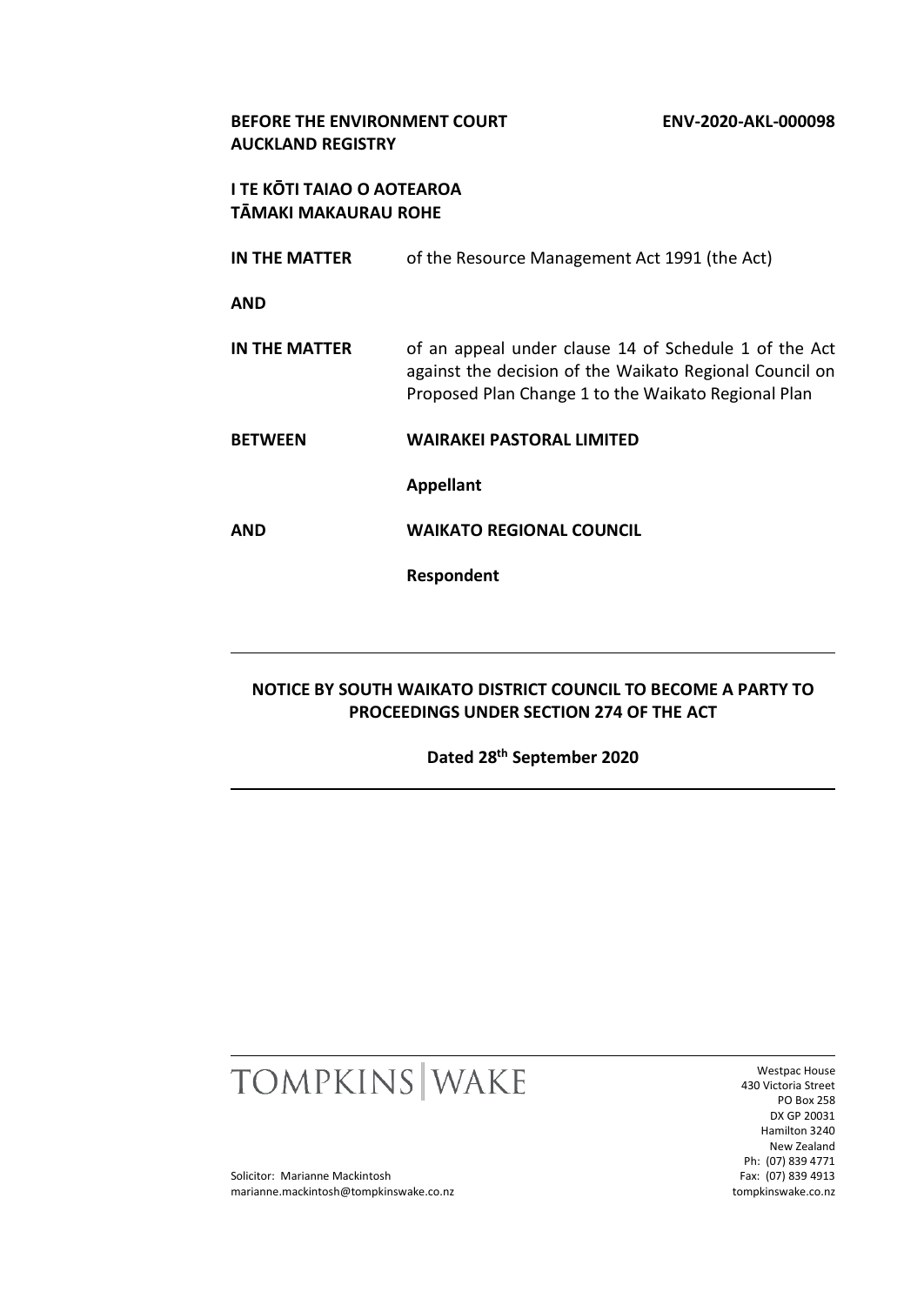**BEFORE THE ENVIRONMENT COURT**
**AUCKLAND REGISTRY**

**ENV-2020-AKL-000098**

**I TE KŌTI TAIAO O AOTEAROA**
**TĀMAKI MAKAURAU ROHE**

| | |
|---|---|
| **IN THE MATTER** | of the Resource Management Act 1991 (the Act) |
| **AND** | |
| **IN THE MATTER** | of an appeal under clause 14 of Schedule 1 of the Act against the decision of the Waikato Regional Council on Proposed Plan Change 1 to the Waikato Regional Plan |
| **BETWEEN** | **WAIRAKEI PASTORAL LIMITED** |
| | **Appellant** |
| **AND** | **WAIKATO REGIONAL COUNCIL** |
| | **Respondent** |

---

**NOTICE BY SOUTH WAIKATO DISTRICT COUNCIL TO BECOME A PARTY TO PROCEEDINGS UNDER SECTION 274 OF THE ACT**

**Dated 28th September 2020**

---

TOMPKINS | WAKE

Westpac House
430 Victoria Street
PO Box 258
DX GP 20031
Hamilton 3240
New Zealand
Ph: (07) 839 4771
Fax: (07) 839 4913
tompkinswake.co.nz

Solicitor: Marianne Mackintosh
marianne.mackintosh@tompkinswake.co.nz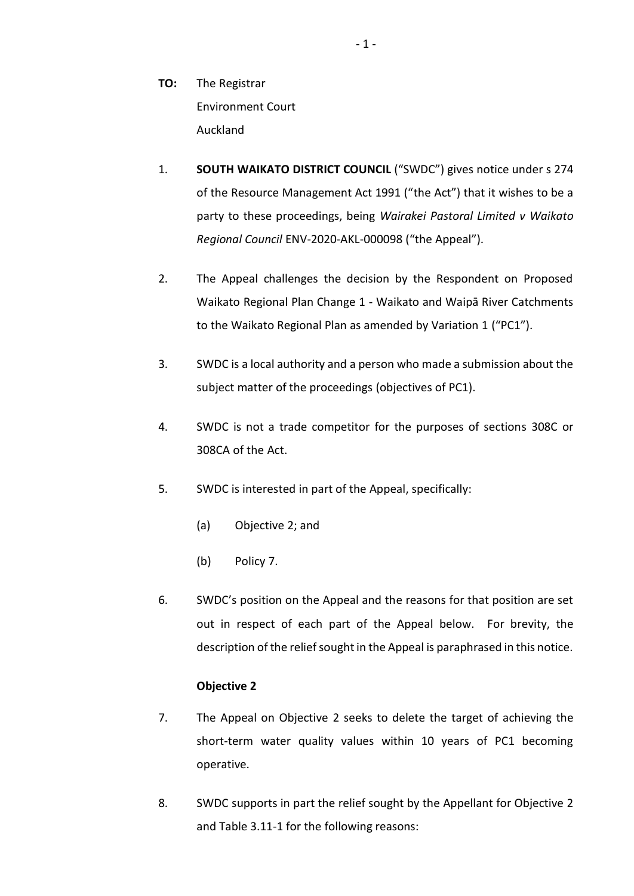**TO:** The Registrar
Environment Court
Auckland

1. **SOUTH WAIKATO DISTRICT COUNCIL** ("SWDC") gives notice under s 274 of the Resource Management Act 1991 ("the Act") that it wishes to be a party to these proceedings, being *Wairakei Pastoral Limited v Waikato Regional Council* ENV-2020-AKL-000098 ("the Appeal").

2. The Appeal challenges the decision by the Respondent on Proposed Waikato Regional Plan Change 1 - Waikato and Waipā River Catchments to the Waikato Regional Plan as amended by Variation 1 ("PC1").

3. SWDC is a local authority and a person who made a submission about the subject matter of the proceedings (objectives of PC1).

4. SWDC is not a trade competitor for the purposes of sections 308C or 308CA of the Act.

5. SWDC is interested in part of the Appeal, specifically:

   (a) Objective 2; and

   (b) Policy 7.

6. SWDC's position on the Appeal and the reasons for that position are set out in respect of each part of the Appeal below. For brevity, the description of the relief sought in the Appeal is paraphrased in this notice.

**Objective 2**

7. The Appeal on Objective 2 seeks to delete the target of achieving the short-term water quality values within 10 years of PC1 becoming operative.

8. SWDC supports in part the relief sought by the Appellant for Objective 2 and Table 3.11-1 for the following reasons: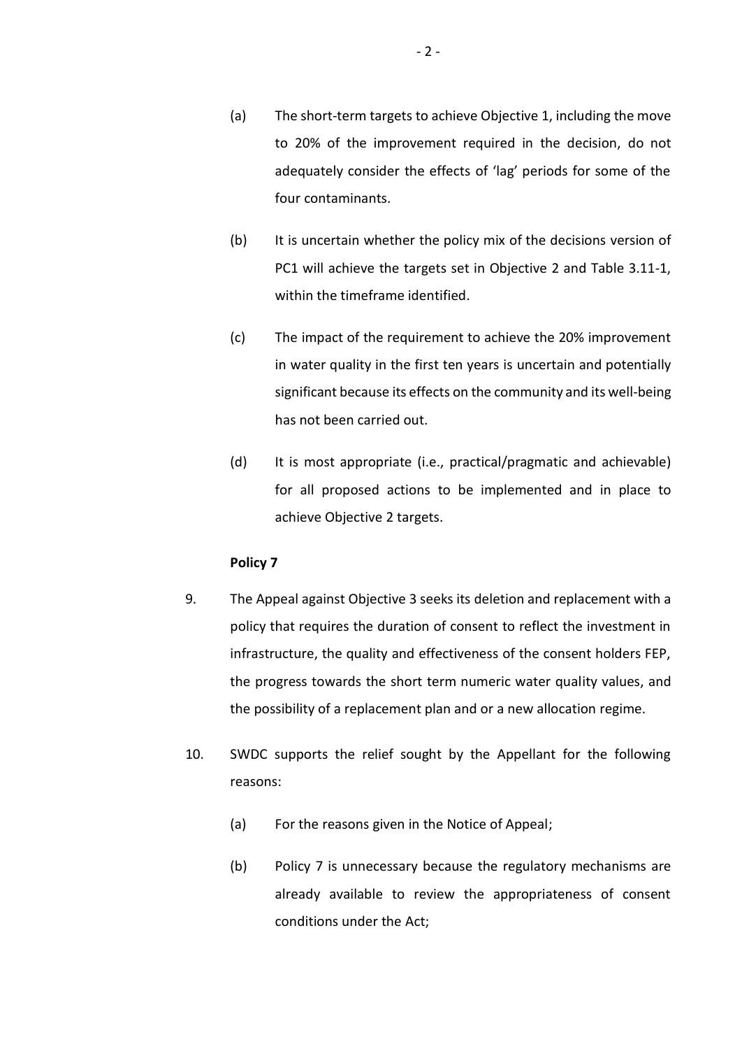(a) The short-term targets to achieve Objective 1, including the move to 20% of the improvement required in the decision, do not adequately consider the effects of 'lag' periods for some of the four contaminants.

(b) It is uncertain whether the policy mix of the decisions version of PC1 will achieve the targets set in Objective 2 and Table 3.11-1, within the timeframe identified.

(c) The impact of the requirement to achieve the 20% improvement in water quality in the first ten years is uncertain and potentially significant because its effects on the community and its well-being has not been carried out.

(d) It is most appropriate (i.e., practical/pragmatic and achievable) for all proposed actions to be implemented and in place to achieve Objective 2 targets.

**Policy 7**

9. The Appeal against Objective 3 seeks its deletion and replacement with a policy that requires the duration of consent to reflect the investment in infrastructure, the quality and effectiveness of the consent holders FEP, the progress towards the short term numeric water quality values, and the possibility of a replacement plan and or a new allocation regime.

10. SWDC supports the relief sought by the Appellant for the following reasons:

    (a) For the reasons given in the Notice of Appeal;

    (b) Policy 7 is unnecessary because the regulatory mechanisms are already available to review the appropriateness of consent conditions under the Act;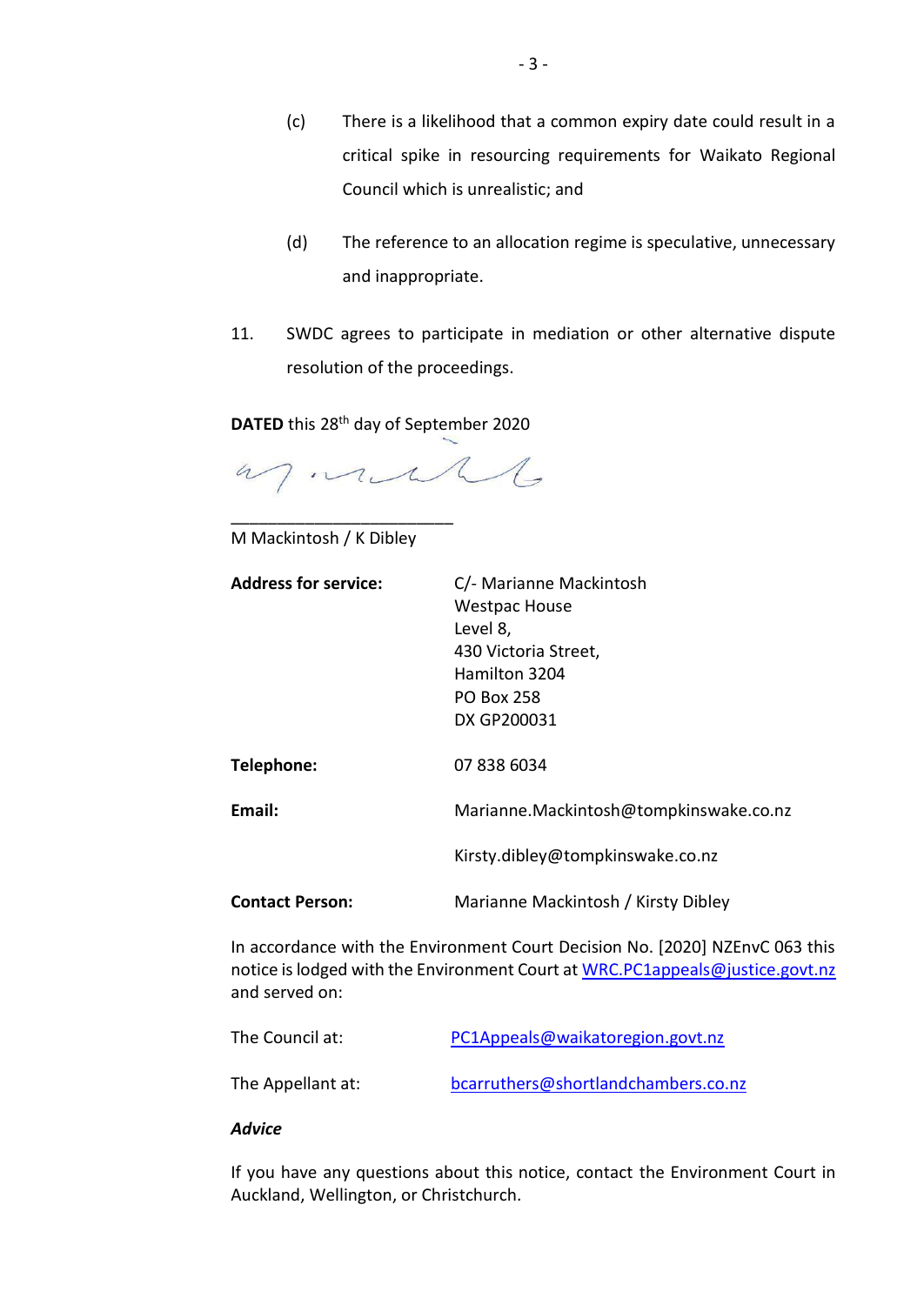(c) There is a likelihood that a common expiry date could result in a critical spike in resourcing requirements for Waikato Regional Council which is unrealistic; and

(d) The reference to an allocation regime is speculative, unnecessary and inappropriate.

11. SWDC agrees to participate in mediation or other alternative dispute resolution of the proceedings.

**DATED** this 28th day of September 2020

\_\_\_\_\_\_\_\_\_\_\_\_\_\_\_\_\_\_\_\_\_\_\_\_\_\_

M Mackintosh / K Dibley

| | |
|---|---|
| **Address for service:** | C/- Marianne Mackintosh<br>Westpac House<br>Level 8,<br>430 Victoria Street,<br>Hamilton 3204<br>PO Box 258<br>DX GP200031 |
| **Telephone:** | 07 838 6034 |
| **Email:** | Marianne.Mackintosh@tompkinswake.co.nz<br><br>Kirsty.dibley@tompkinswake.co.nz |
| **Contact Person:** | Marianne Mackintosh / Kirsty Dibley |

In accordance with the Environment Court Decision No. [2020] NZEnvC 063 this notice is lodged with the Environment Court at WRC.PC1appeals@justice.govt.nz and served on:

| | |
|---|---|
| The Council at: | PC1Appeals@waikatoregion.govt.nz |
| The Appellant at: | bcarruthers@shortlandchambers.co.nz |

***Advice***

If you have any questions about this notice, contact the Environment Court in Auckland, Wellington, or Christchurch.